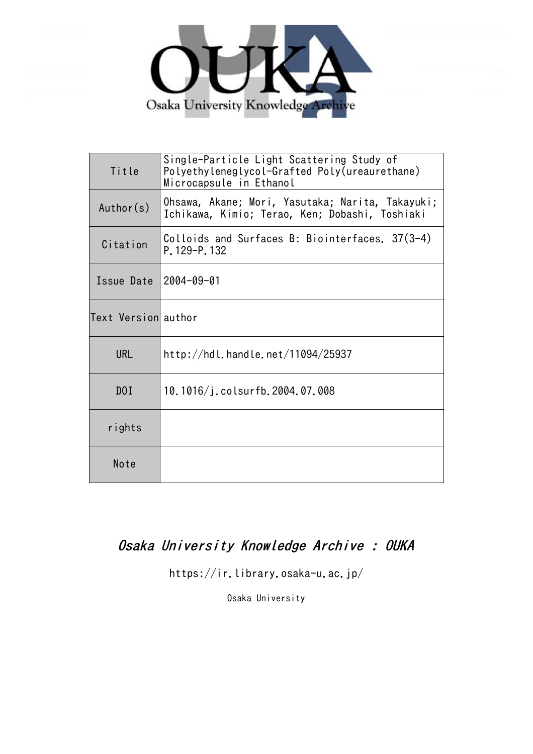Osaka University Knowledge Archive

| Title | Single-Particle Light Scattering Study of Polyethyleneglycol-Grafted Poly(ureaurethane) Microcapsule in Ethanol |
|---|---|
| Author(s) | Ohsawa, Akane; Mori, Yasutaka; Narita, Takayuki; Ichikawa, Kimio; Terao, Ken; Dobashi, Toshiaki |
| Citation | Colloids and Surfaces B: Biointerfaces. 37(3-4) P.129-P.132 |
| Issue Date | 2004-09-01 |
| Text Version | author |
| URL | http://hdl.handle.net/11094/25937 |
| DOI | 10.1016/j.colsurfb.2004.07.008 |
| rights | |
| Note | |

*Osaka University Knowledge Archive : OUKA*

https://ir.library.osaka-u.ac.jp/

Osaka University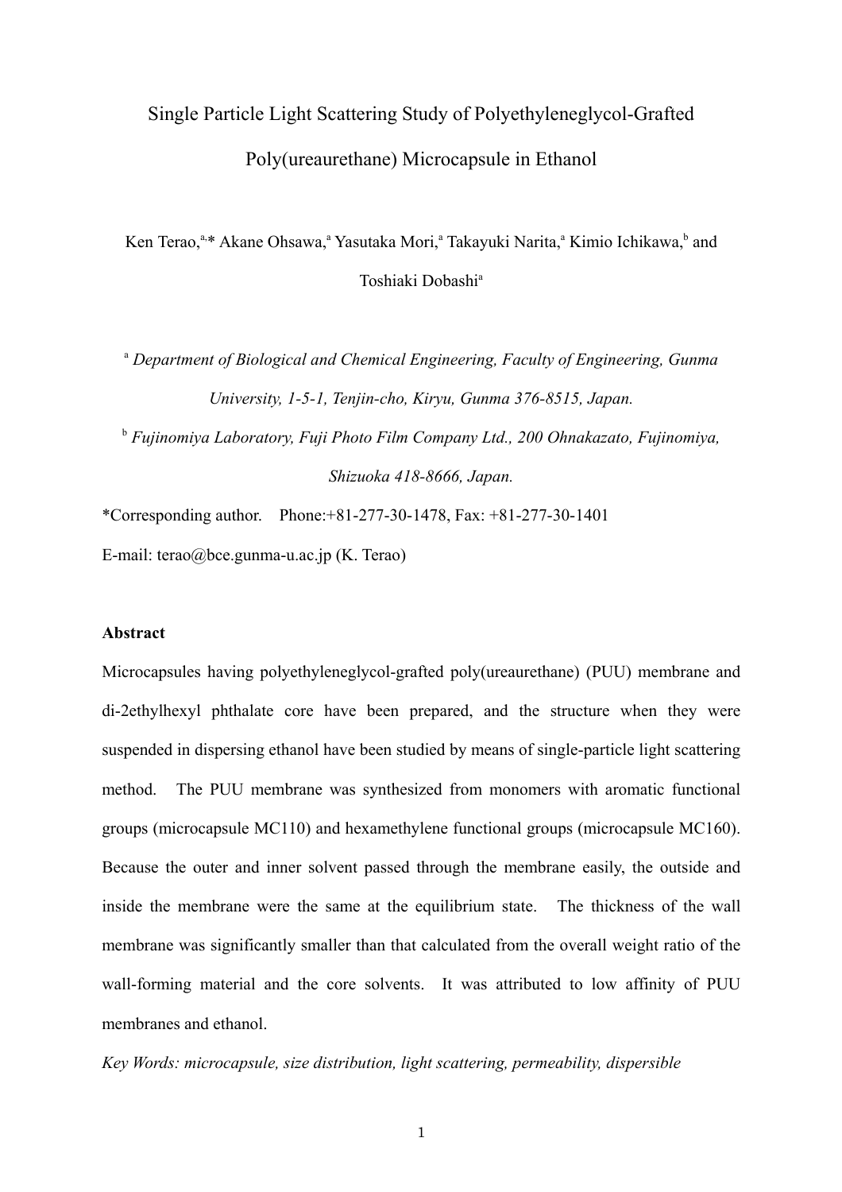Single Particle Light Scattering Study of Polyethyleneglycol-Grafted Poly(ureaurethane) Microcapsule in Ethanol

Ken Terao,[a,*] Akane Ohsawa,[a] Yasutaka Mori,[a] Takayuki Narita,[a] Kimio Ichikawa,[b] and Toshiaki Dobashi[a]

[a] *Department of Biological and Chemical Engineering, Faculty of Engineering, Gunma University, 1-5-1, Tenjin-cho, Kiryu, Gunma 376-8515, Japan.*

[b] *Fujinomiya Laboratory, Fuji Photo Film Company Ltd., 200 Ohnakazato, Fujinomiya, Shizuoka 418-8666, Japan.*

*Corresponding author. Phone:+81-277-30-1478, Fax: +81-277-30-1401

E-mail: terao@bce.gunma-u.ac.jp (K. Terao)

**Abstract**

Microcapsules having polyethyleneglycol-grafted poly(ureaurethane) (PUU) membrane and di-2ethylhexyl phthalate core have been prepared, and the structure when they were suspended in dispersing ethanol have been studied by means of single-particle light scattering method. The PUU membrane was synthesized from monomers with aromatic functional groups (microcapsule MC110) and hexamethylene functional groups (microcapsule MC160). Because the outer and inner solvent passed through the membrane easily, the outside and inside the membrane were the same at the equilibrium state. The thickness of the wall membrane was significantly smaller than that calculated from the overall weight ratio of the wall-forming material and the core solvents. It was attributed to low affinity of PUU membranes and ethanol.

*Key Words: microcapsule, size distribution, light scattering, permeability, dispersible*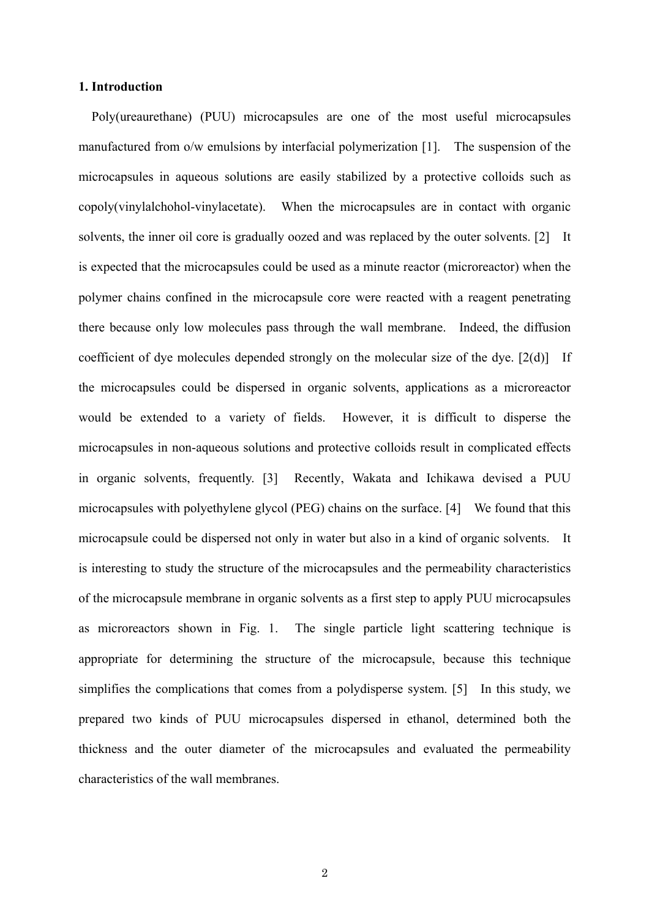**1. Introduction**

Poly(ureaurethane) (PUU) microcapsules are one of the most useful microcapsules manufactured from o/w emulsions by interfacial polymerization [1]. The suspension of the microcapsules in aqueous solutions are easily stabilized by a protective colloids such as copoly(vinylalchohol-vinylacetate). When the microcapsules are in contact with organic solvents, the inner oil core is gradually oozed and was replaced by the outer solvents. [2] It is expected that the microcapsules could be used as a minute reactor (microreactor) when the polymer chains confined in the microcapsule core were reacted with a reagent penetrating there because only low molecules pass through the wall membrane. Indeed, the diffusion coefficient of dye molecules depended strongly on the molecular size of the dye. [2(d)] If the microcapsules could be dispersed in organic solvents, applications as a microreactor would be extended to a variety of fields. However, it is difficult to disperse the microcapsules in non-aqueous solutions and protective colloids result in complicated effects in organic solvents, frequently. [3] Recently, Wakata and Ichikawa devised a PUU microcapsules with polyethylene glycol (PEG) chains on the surface. [4] We found that this microcapsule could be dispersed not only in water but also in a kind of organic solvents. It is interesting to study the structure of the microcapsules and the permeability characteristics of the microcapsule membrane in organic solvents as a first step to apply PUU microcapsules as microreactors shown in Fig. 1. The single particle light scattering technique is appropriate for determining the structure of the microcapsule, because this technique simplifies the complications that comes from a polydisperse system. [5] In this study, we prepared two kinds of PUU microcapsules dispersed in ethanol, determined both the thickness and the outer diameter of the microcapsules and evaluated the permeability characteristics of the wall membranes.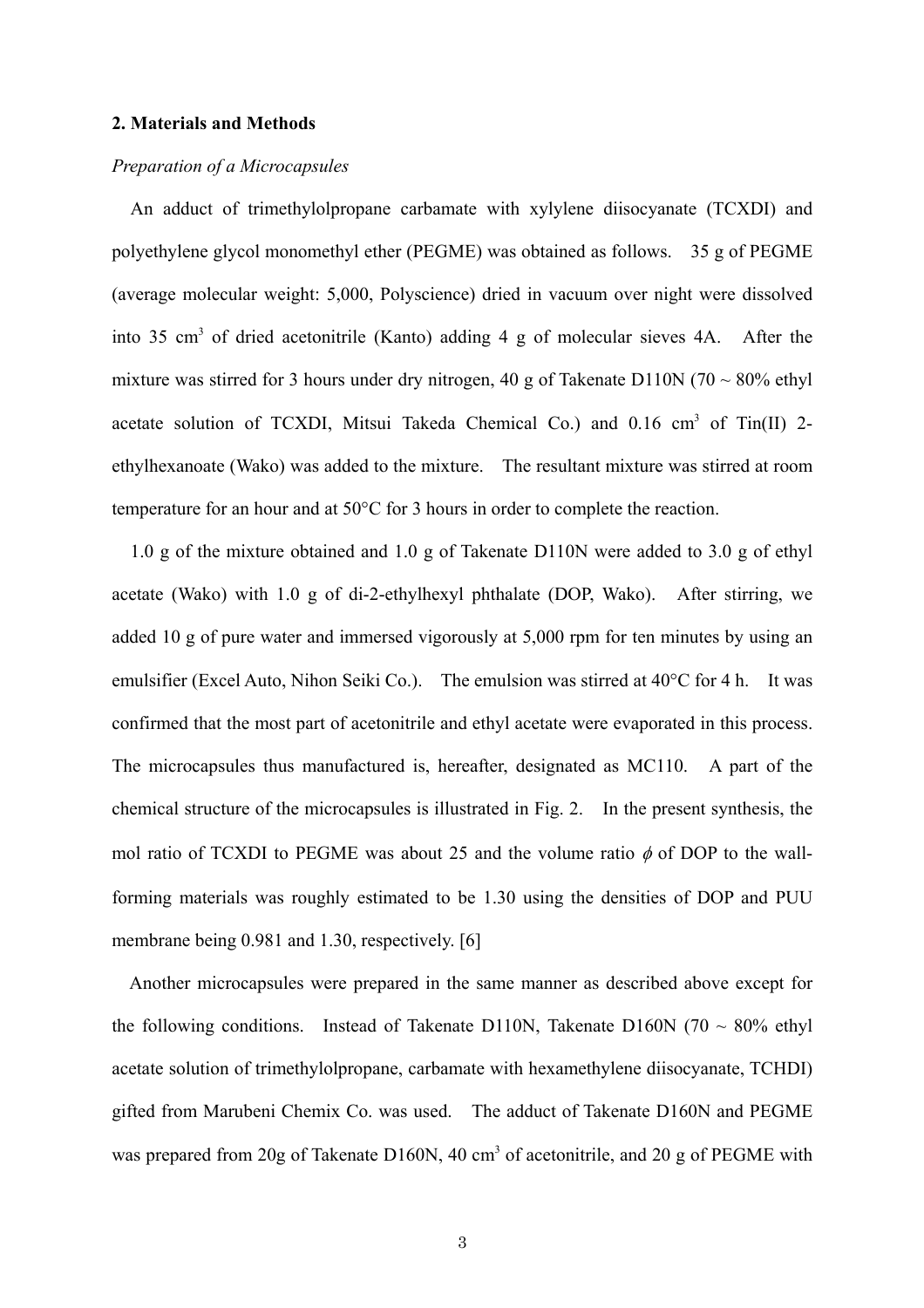## 2. Materials and Methods

*Preparation of a Microcapsules*

An adduct of trimethylolpropane carbamate with xylylene diisocyanate (TCXDI) and polyethylene glycol monomethyl ether (PEGME) was obtained as follows. 35 g of PEGME (average molecular weight: 5,000, Polyscience) dried in vacuum over night were dissolved into 35 cm$^3$ of dried acetonitrile (Kanto) adding 4 g of molecular sieves 4A. After the mixture was stirred for 3 hours under dry nitrogen, 40 g of Takenate D110N (70 ~ 80% ethyl acetate solution of TCXDI, Mitsui Takeda Chemical Co.) and 0.16 cm$^3$ of Tin(II) 2-ethylhexanoate (Wako) was added to the mixture. The resultant mixture was stirred at room temperature for an hour and at 50°C for 3 hours in order to complete the reaction.

1.0 g of the mixture obtained and 1.0 g of Takenate D110N were added to 3.0 g of ethyl acetate (Wako) with 1.0 g of di-2-ethylhexyl phthalate (DOP, Wako). After stirring, we added 10 g of pure water and immersed vigorously at 5,000 rpm for ten minutes by using an emulsifier (Excel Auto, Nihon Seiki Co.). The emulsion was stirred at 40°C for 4 h. It was confirmed that the most part of acetonitrile and ethyl acetate were evaporated in this process. The microcapsules thus manufactured is, hereafter, designated as MC110. A part of the chemical structure of the microcapsules is illustrated in Fig. 2. In the present synthesis, the mol ratio of TCXDI to PEGME was about 25 and the volume ratio $\phi$ of DOP to the wall-forming materials was roughly estimated to be 1.30 using the densities of DOP and PUU membrane being 0.981 and 1.30, respectively. [6]

Another microcapsules were prepared in the same manner as described above except for the following conditions. Instead of Takenate D110N, Takenate D160N (70 ~ 80% ethyl acetate solution of trimethylolpropane, carbamate with hexamethylene diisocyanate, TCHDI) gifted from Marubeni Chemix Co. was used. The adduct of Takenate D160N and PEGME was prepared from 20g of Takenate D160N, 40 cm$^3$ of acetonitrile, and 20 g of PEGME with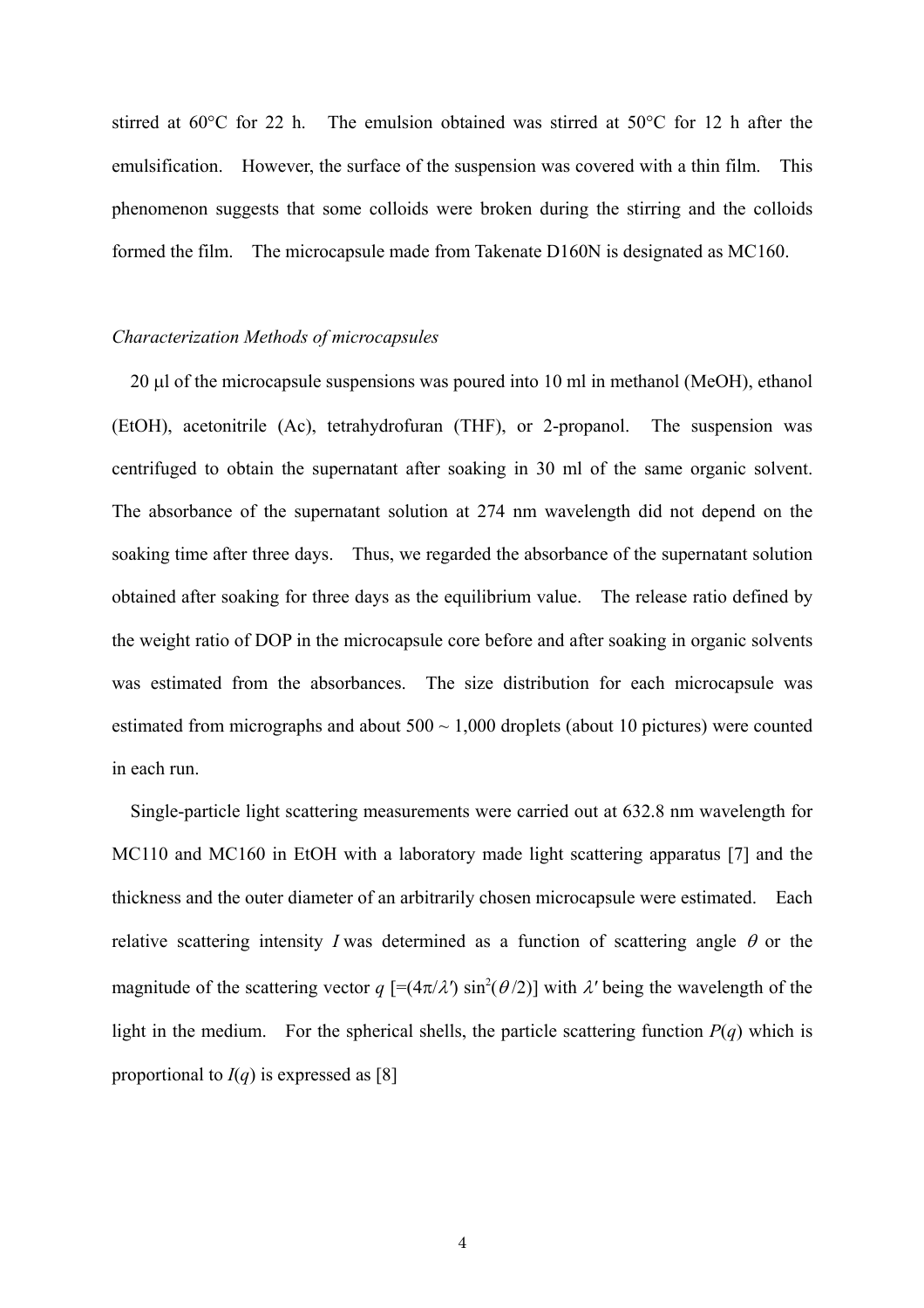stirred at 60°C for 22 h. The emulsion obtained was stirred at 50°C for 12 h after the emulsification. However, the surface of the suspension was covered with a thin film. This phenomenon suggests that some colloids were broken during the stirring and the colloids formed the film. The microcapsule made from Takenate D160N is designated as MC160.

*Characterization Methods of microcapsules*

20 μl of the microcapsule suspensions was poured into 10 ml in methanol (MeOH), ethanol (EtOH), acetonitrile (Ac), tetrahydrofuran (THF), or 2-propanol. The suspension was centrifuged to obtain the supernatant after soaking in 30 ml of the same organic solvent. The absorbance of the supernatant solution at 274 nm wavelength did not depend on the soaking time after three days. Thus, we regarded the absorbance of the supernatant solution obtained after soaking for three days as the equilibrium value. The release ratio defined by the weight ratio of DOP in the microcapsule core before and after soaking in organic solvents was estimated from the absorbances. The size distribution for each microcapsule was estimated from micrographs and about 500 ~ 1,000 droplets (about 10 pictures) were counted in each run.

Single-particle light scattering measurements were carried out at 632.8 nm wavelength for MC110 and MC160 in EtOH with a laboratory made light scattering apparatus [7] and the thickness and the outer diameter of an arbitrarily chosen microcapsule were estimated. Each relative scattering intensity $I$ was determined as a function of scattering angle $\theta$ or the magnitude of the scattering vector $q$ [$=(4\pi/\lambda') \sin^2(\theta/2)$] with $\lambda'$ being the wavelength of the light in the medium. For the spherical shells, the particle scattering function $P(q)$ which is proportional to $I(q)$ is expressed as [8]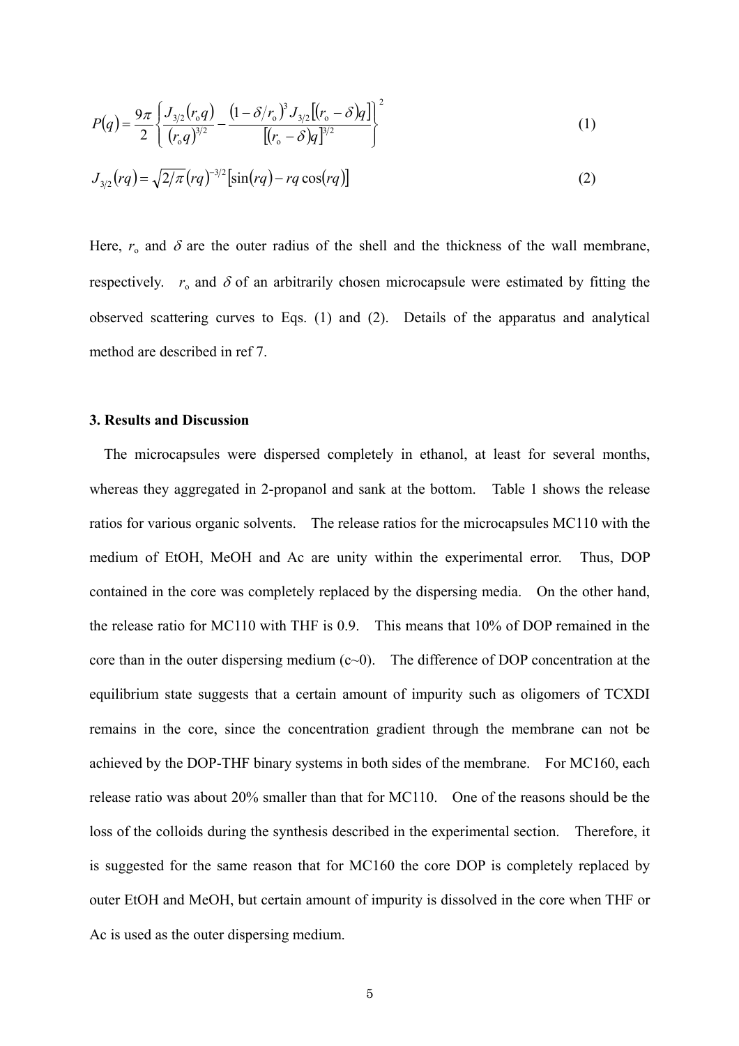$$P(q) = \frac{9\pi}{2}\left\{\frac{J_{3/2}(r_o q)}{(r_o q)^{3/2}} - \frac{(1-\delta/r_o)^3 J_{3/2}[(r_o-\delta)q]}{[(r_o-\delta)q]^{3/2}}\right\}^2 \tag{1}$$

$$J_{3/2}(rq) = \sqrt{2/\pi}(rq)^{-3/2}[\sin(rq) - rq\cos(rq)] \tag{2}$$

Here, $r_o$ and $\delta$ are the outer radius of the shell and the thickness of the wall membrane, respectively. $r_o$ and $\delta$ of an arbitrarily chosen microcapsule were estimated by fitting the observed scattering curves to Eqs. (1) and (2). Details of the apparatus and analytical method are described in ref 7.

### 3. Results and Discussion

The microcapsules were dispersed completely in ethanol, at least for several months, whereas they aggregated in 2-propanol and sank at the bottom. Table 1 shows the release ratios for various organic solvents. The release ratios for the microcapsules MC110 with the medium of EtOH, MeOH and Ac are unity within the experimental error. Thus, DOP contained in the core was completely replaced by the dispersing media. On the other hand, the release ratio for MC110 with THF is 0.9. This means that 10% of DOP remained in the core than in the outer dispersing medium (c~0). The difference of DOP concentration at the equilibrium state suggests that a certain amount of impurity such as oligomers of TCXDI remains in the core, since the concentration gradient through the membrane can not be achieved by the DOP-THF binary systems in both sides of the membrane. For MC160, each release ratio was about 20% smaller than that for MC110. One of the reasons should be the loss of the colloids during the synthesis described in the experimental section. Therefore, it is suggested for the same reason that for MC160 the core DOP is completely replaced by outer EtOH and MeOH, but certain amount of impurity is dissolved in the core when THF or Ac is used as the outer dispersing medium.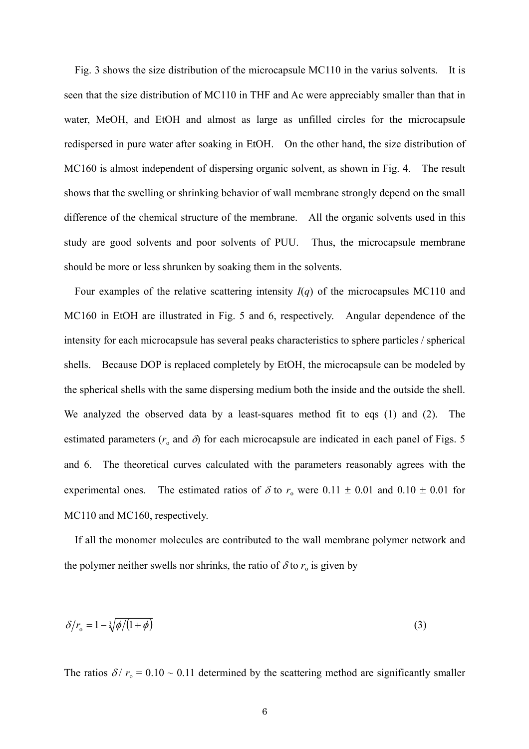Fig. 3 shows the size distribution of the microcapsule MC110 in the varius solvents. It is seen that the size distribution of MC110 in THF and Ac were appreciably smaller than that in water, MeOH, and EtOH and almost as large as unfilled circles for the microcapsule redispersed in pure water after soaking in EtOH. On the other hand, the size distribution of MC160 is almost independent of dispersing organic solvent, as shown in Fig. 4. The result shows that the swelling or shrinking behavior of wall membrane strongly depend on the small difference of the chemical structure of the membrane. All the organic solvents used in this study are good solvents and poor solvents of PUU. Thus, the microcapsule membrane should be more or less shrunken by soaking them in the solvents.

Four examples of the relative scattering intensity $I(q)$ of the microcapsules MC110 and MC160 in EtOH are illustrated in Fig. 5 and 6, respectively. Angular dependence of the intensity for each microcapsule has several peaks characteristics to sphere particles / spherical shells. Because DOP is replaced completely by EtOH, the microcapsule can be modeled by the spherical shells with the same dispersing medium both the inside and the outside the shell. We analyzed the observed data by a least-squares method fit to eqs (1) and (2). The estimated parameters ($r_o$ and $\delta$) for each microcapsule are indicated in each panel of Figs. 5 and 6. The theoretical curves calculated with the parameters reasonably agrees with the experimental ones. The estimated ratios of $\delta$ to $r_o$ were $0.11 \pm 0.01$ and $0.10 \pm 0.01$ for MC110 and MC160, respectively.

If all the monomer molecules are contributed to the wall membrane polymer network and the polymer neither swells nor shrinks, the ratio of $\delta$ to $r_o$ is given by

$$\delta / r_o = 1 - \sqrt[3]{\phi / (1 + \phi)} \qquad (3)$$

The ratios $\delta / r_o = 0.10 \sim 0.11$ determined by the scattering method are significantly smaller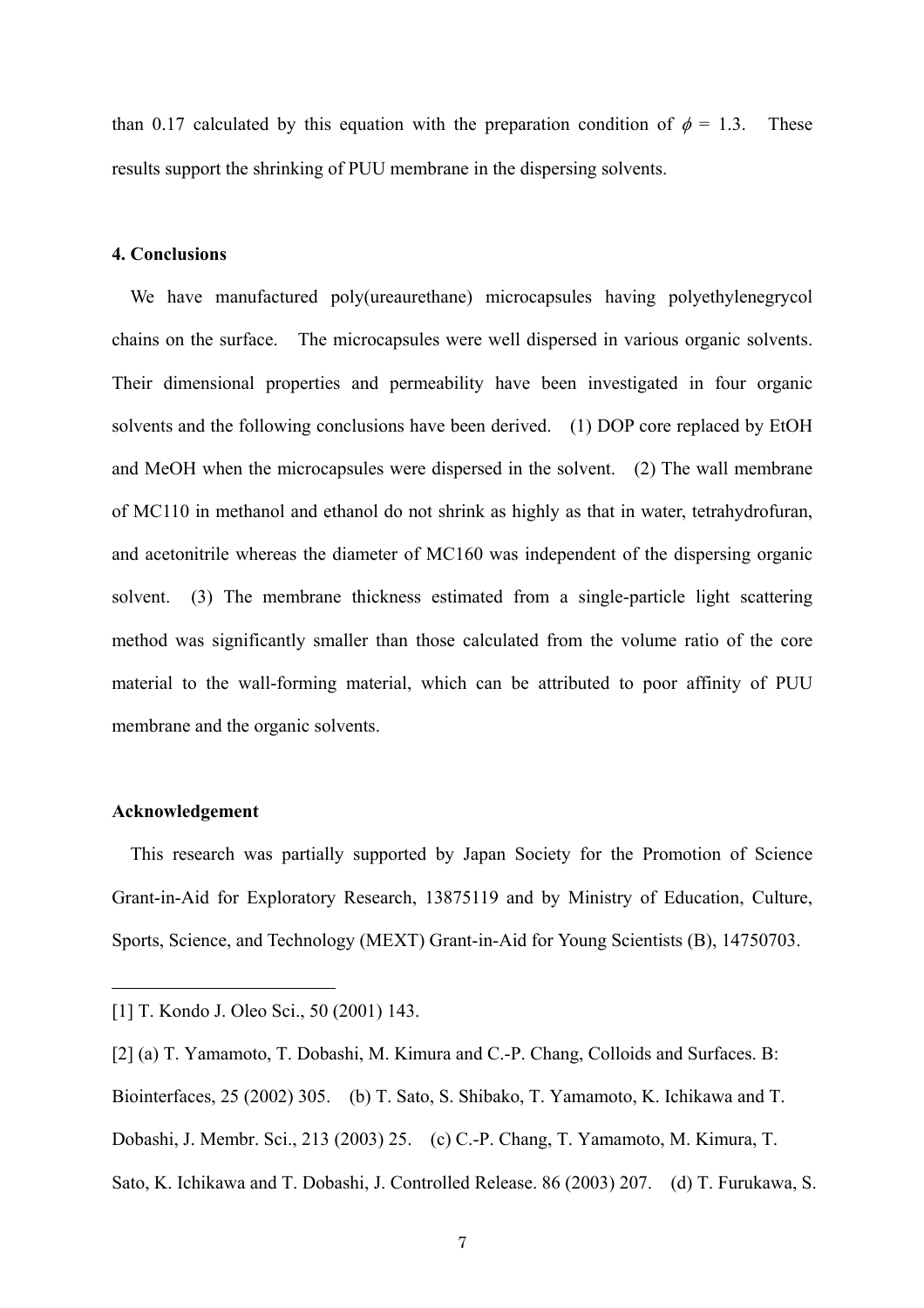than 0.17 calculated by this equation with the preparation condition of $\phi$ = 1.3. These results support the shrinking of PUU membrane in the dispersing solvents.

## 4. Conclusions

We have manufactured poly(ureaurethane) microcapsules having polyethylenegrycol chains on the surface. The microcapsules were well dispersed in various organic solvents. Their dimensional properties and permeability have been investigated in four organic solvents and the following conclusions have been derived. (1) DOP core replaced by EtOH and MeOH when the microcapsules were dispersed in the solvent. (2) The wall membrane of MC110 in methanol and ethanol do not shrink as highly as that in water, tetrahydrofuran, and acetonitrile whereas the diameter of MC160 was independent of the dispersing organic solvent. (3) The membrane thickness estimated from a single-particle light scattering method was significantly smaller than those calculated from the volume ratio of the core material to the wall-forming material, which can be attributed to poor affinity of PUU membrane and the organic solvents.

## Acknowledgement

This research was partially supported by Japan Society for the Promotion of Science Grant-in-Aid for Exploratory Research, 13875119 and by Ministry of Education, Culture, Sports, Science, and Technology (MEXT) Grant-in-Aid for Young Scientists (B), 14750703.

---

[1] T. Kondo J. Oleo Sci., 50 (2001) 143.

[2] (a) T. Yamamoto, T. Dobashi, M. Kimura and C.-P. Chang, Colloids and Surfaces. B: Biointerfaces, 25 (2002) 305. (b) T. Sato, S. Shibako, T. Yamamoto, K. Ichikawa and T. Dobashi, J. Membr. Sci., 213 (2003) 25. (c) C.-P. Chang, T. Yamamoto, M. Kimura, T. Sato, K. Ichikawa and T. Dobashi, J. Controlled Release. 86 (2003) 207. (d) T. Furukawa, S.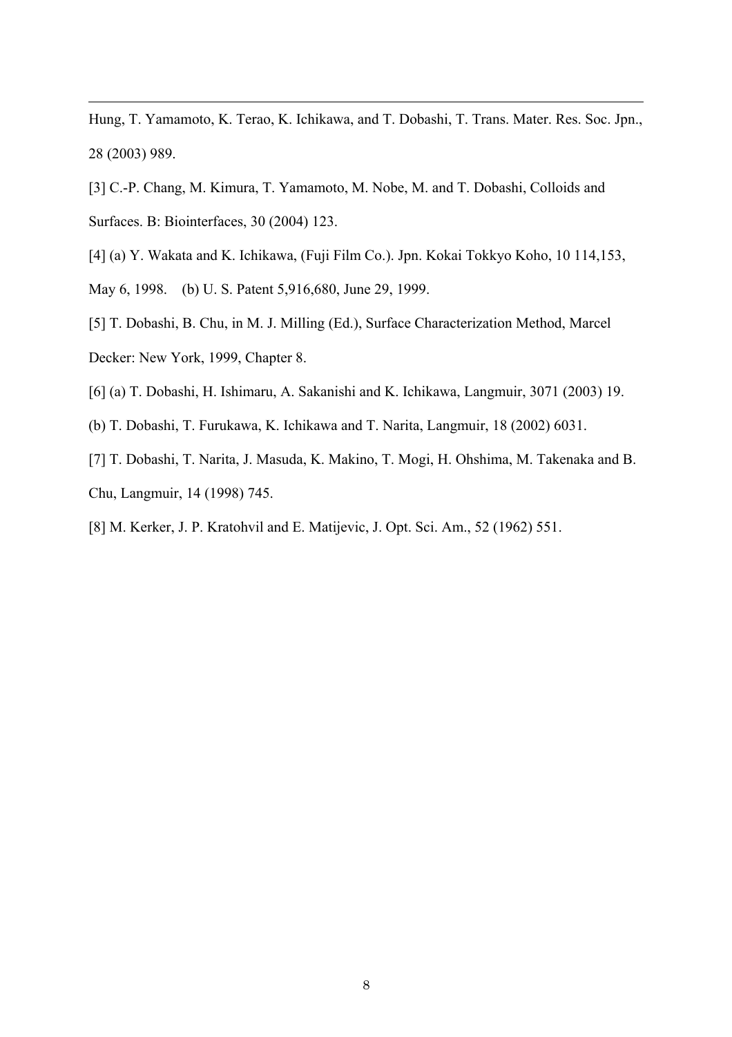Hung, T. Yamamoto, K. Terao, K. Ichikawa, and T. Dobashi, T. Trans. Mater. Res. Soc. Jpn., 28 (2003) 989.

[3] C.-P. Chang, M. Kimura, T. Yamamoto, M. Nobe, M. and T. Dobashi, Colloids and Surfaces. B: Biointerfaces, 30 (2004) 123.

[4] (a) Y. Wakata and K. Ichikawa, (Fuji Film Co.). Jpn. Kokai Tokkyo Koho, 10 114,153, May 6, 1998. (b) U. S. Patent 5,916,680, June 29, 1999.

[5] T. Dobashi, B. Chu, in M. J. Milling (Ed.), Surface Characterization Method, Marcel Decker: New York, 1999, Chapter 8.

[6] (a) T. Dobashi, H. Ishimaru, A. Sakanishi and K. Ichikawa, Langmuir, 3071 (2003) 19. (b) T. Dobashi, T. Furukawa, K. Ichikawa and T. Narita, Langmuir, 18 (2002) 6031.

[7] T. Dobashi, T. Narita, J. Masuda, K. Makino, T. Mogi, H. Ohshima, M. Takenaka and B. Chu, Langmuir, 14 (1998) 745.

[8] M. Kerker, J. P. Kratohvil and E. Matijevic, J. Opt. Sci. Am., 52 (1962) 551.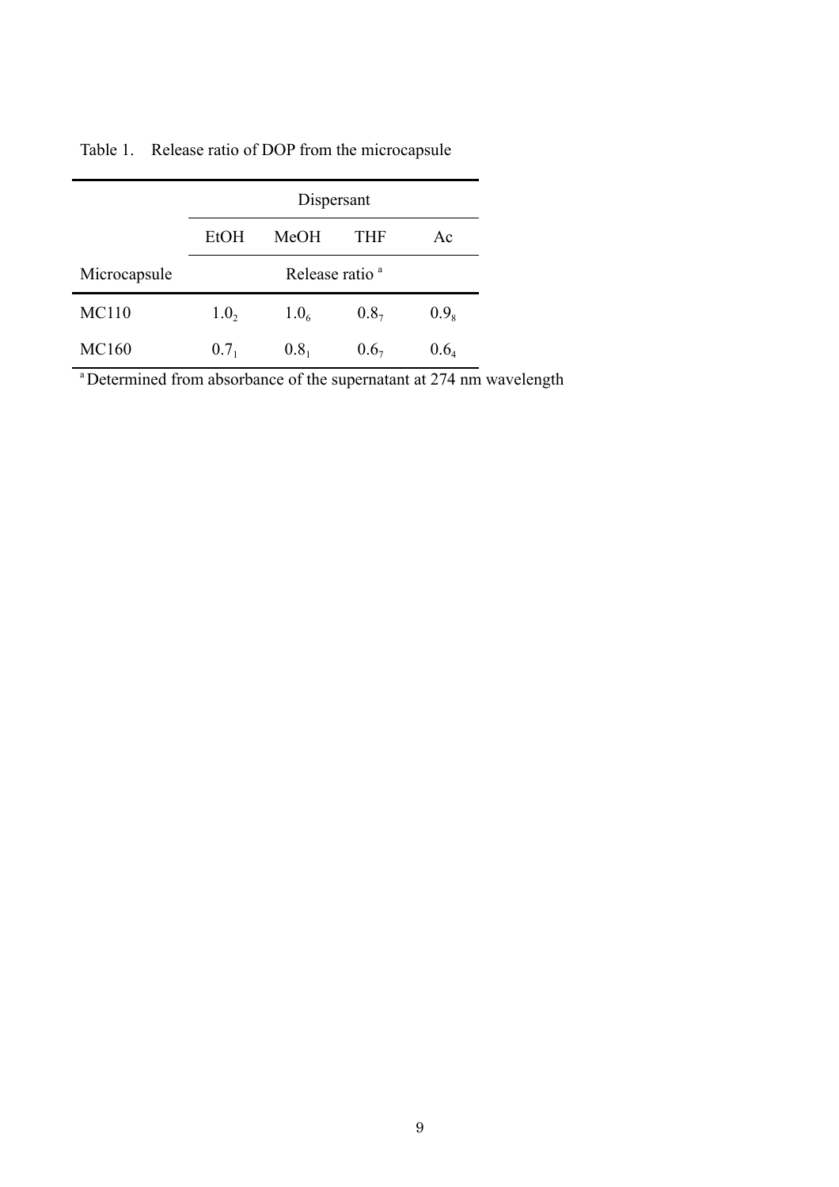Table 1. Release ratio of DOP from the microcapsule

| | Dispersant | | | |
|---|---|---|---|---|
| | EtOH | MeOH | THF | Ac |
| Microcapsule | Release ratio [a] | | | |
| MC110 | $1.0_2$ | $1.0_6$ | $0.8_7$ | $0.9_8$ |
| MC160 | $0.7_1$ | $0.8_1$ | $0.6_7$ | $0.6_4$ |

[a] Determined from absorbance of the supernatant at 274 nm wavelength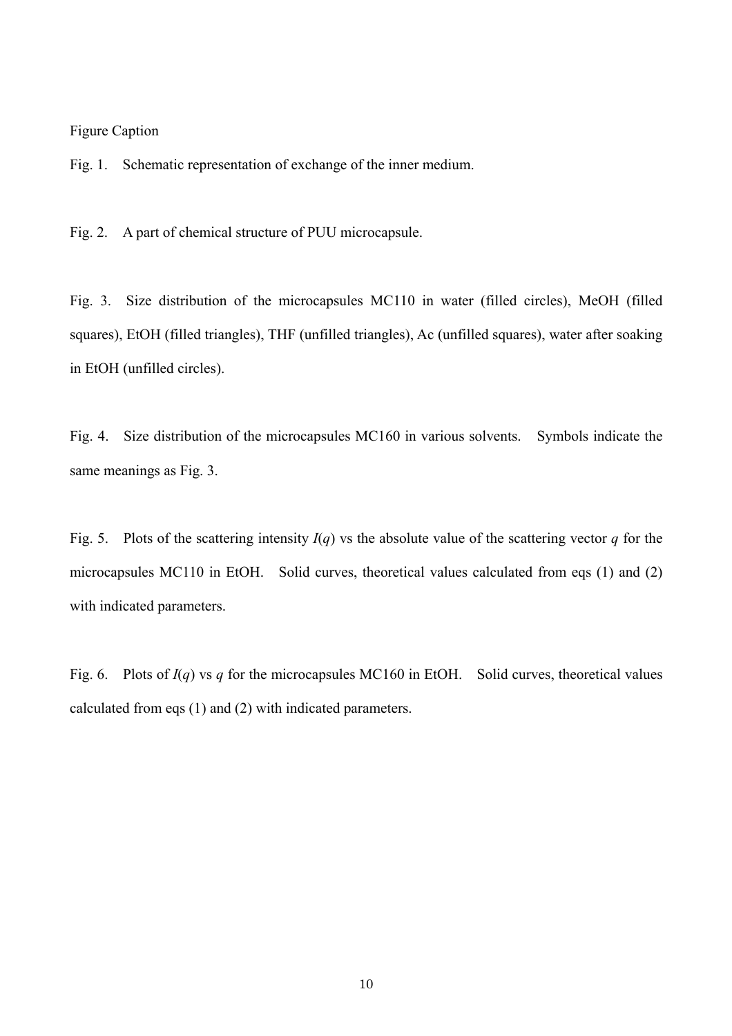Figure Caption

Fig. 1. Schematic representation of exchange of the inner medium.

Fig. 2. A part of chemical structure of PUU microcapsule.

Fig. 3. Size distribution of the microcapsules MC110 in water (filled circles), MeOH (filled squares), EtOH (filled triangles), THF (unfilled triangles), Ac (unfilled squares), water after soaking in EtOH (unfilled circles).

Fig. 4. Size distribution of the microcapsules MC160 in various solvents. Symbols indicate the same meanings as Fig. 3.

Fig. 5. Plots of the scattering intensity $I(q)$ vs the absolute value of the scattering vector $q$ for the microcapsules MC110 in EtOH. Solid curves, theoretical values calculated from eqs (1) and (2) with indicated parameters.

Fig. 6. Plots of $I(q)$ vs $q$ for the microcapsules MC160 in EtOH. Solid curves, theoretical values calculated from eqs (1) and (2) with indicated parameters.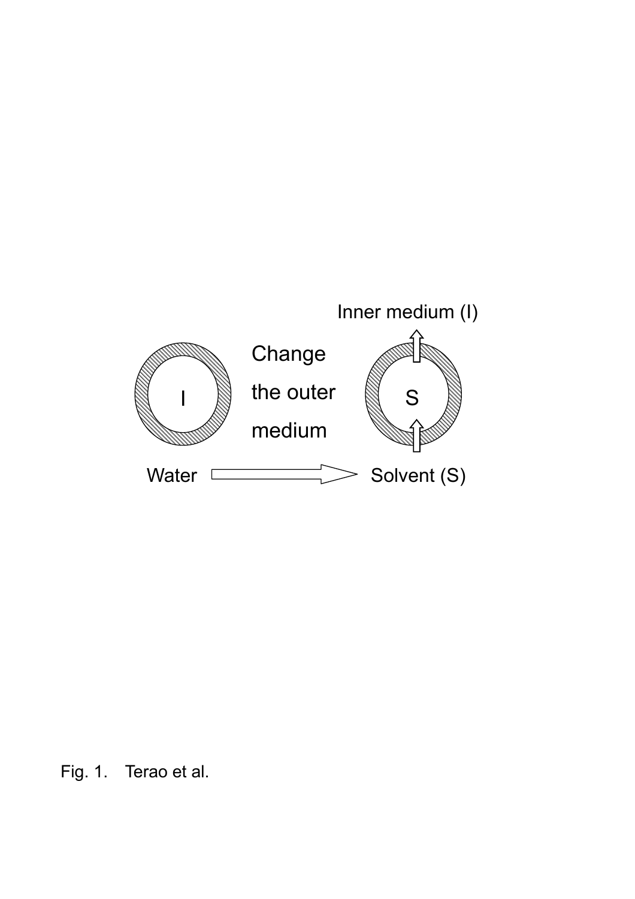Inner medium (I)

I Change the outer medium S

Water → Solvent (S)

Fig. 1. Terao et al.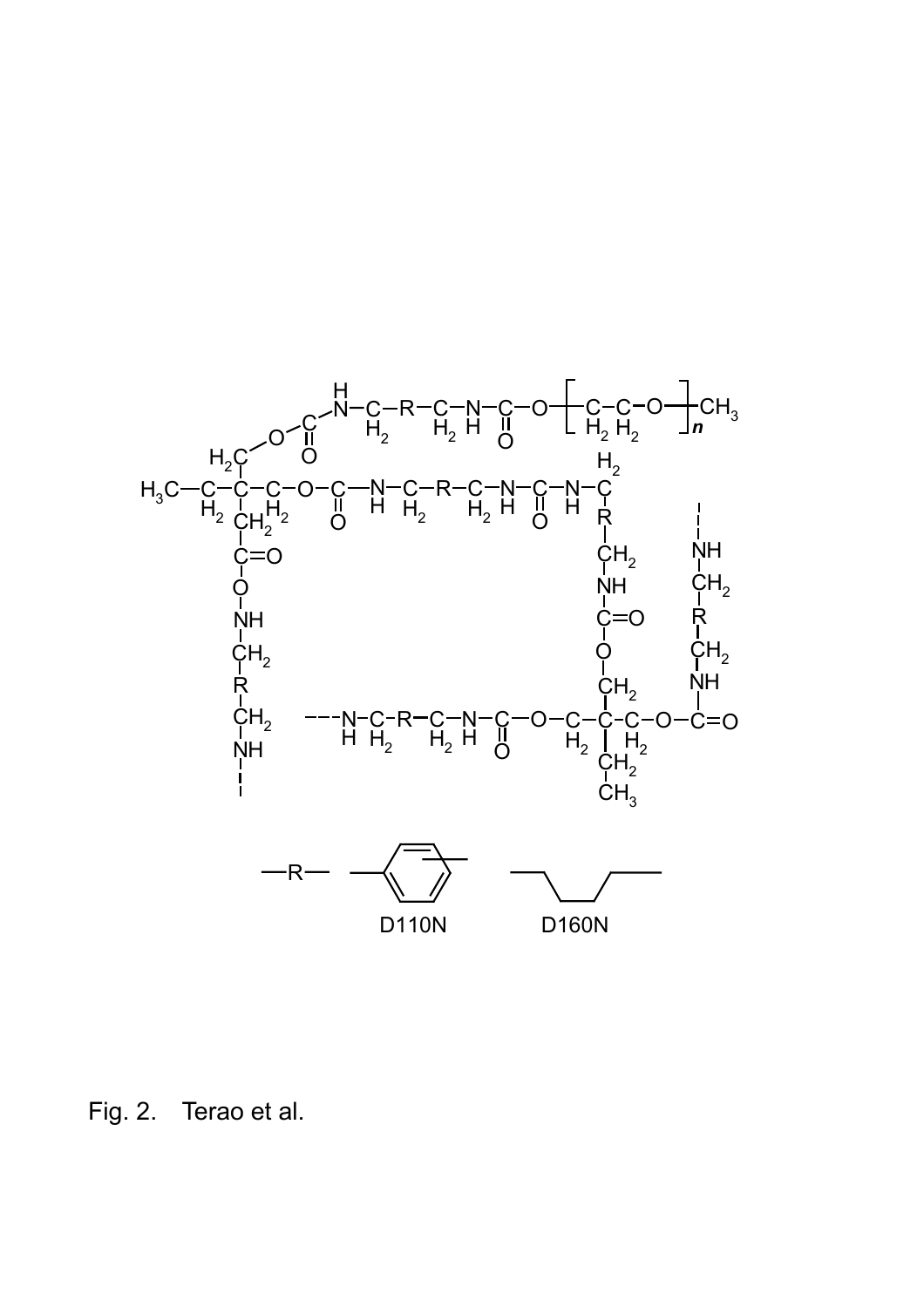—R— D110N D160N

Fig. 2. Terao et al.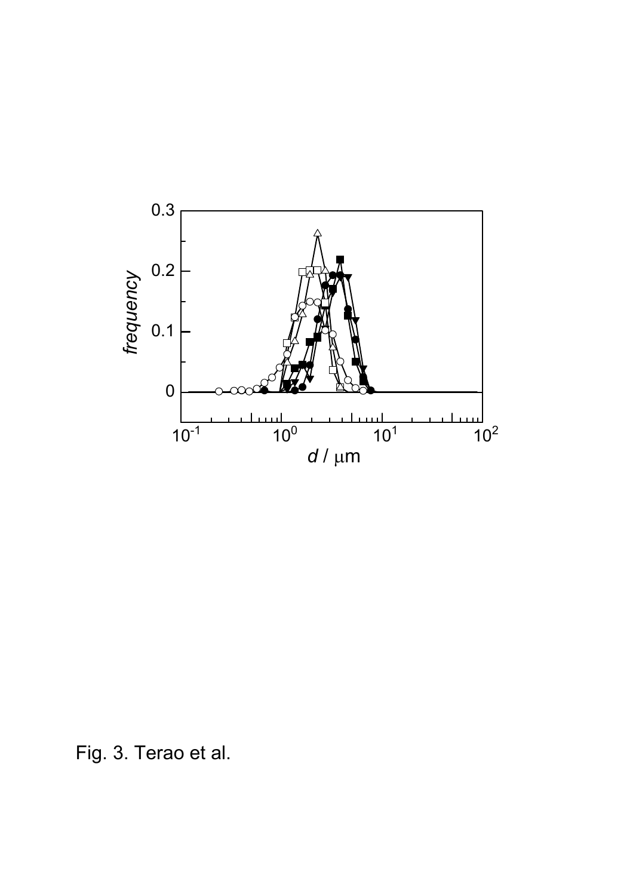Fig. 3. Terao et al.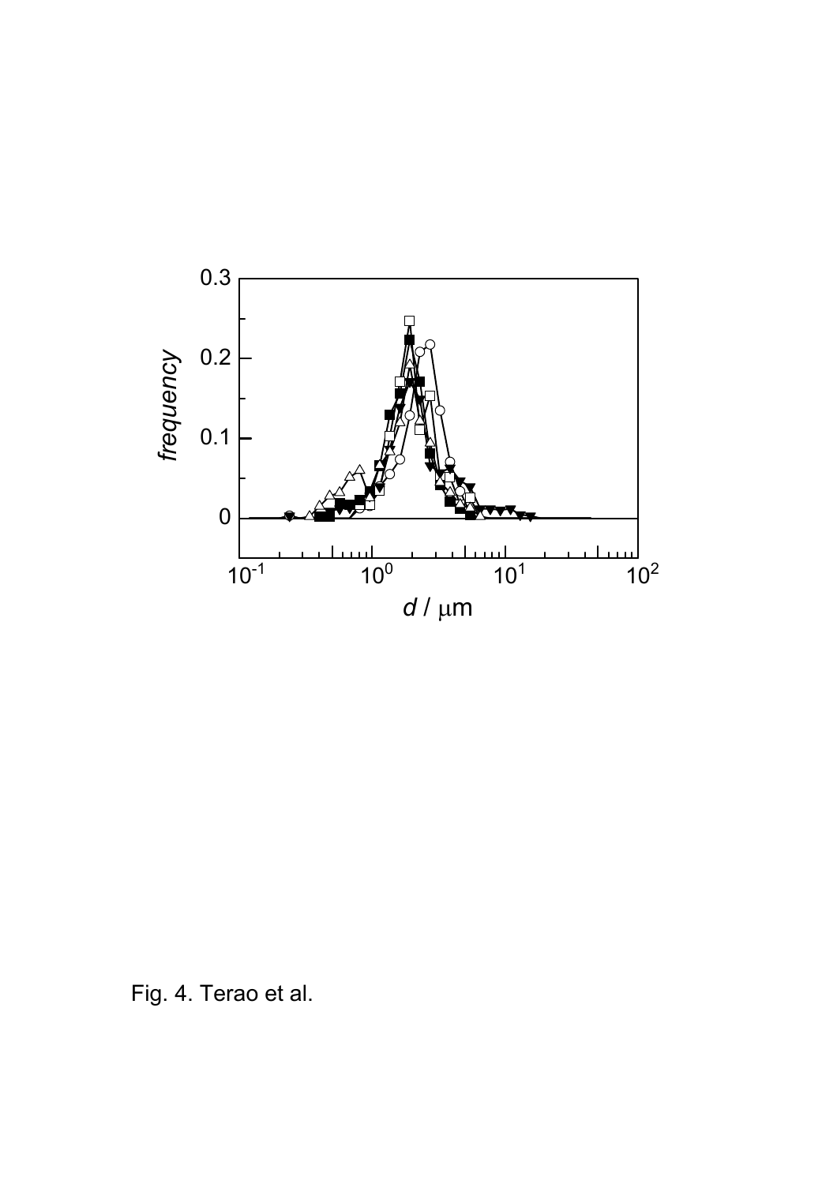Fig. 4. Terao et al.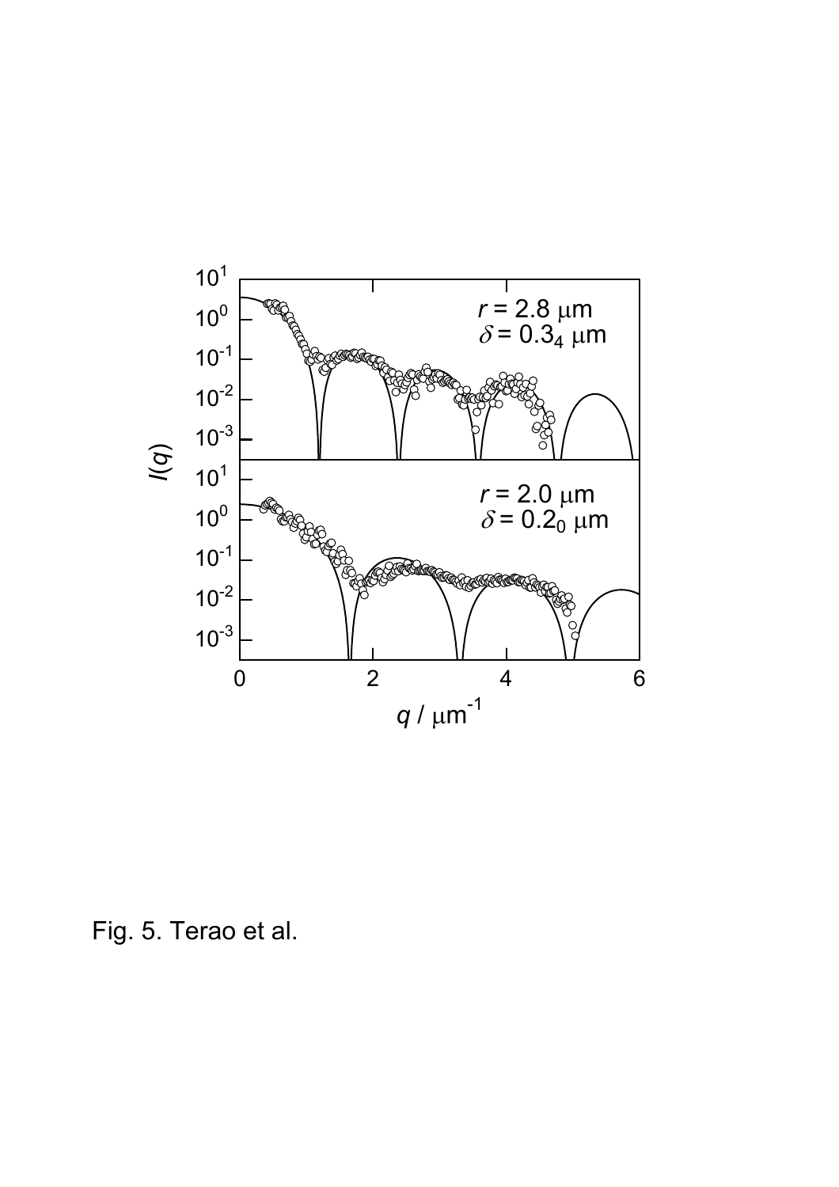Fig. 5. Terao et al.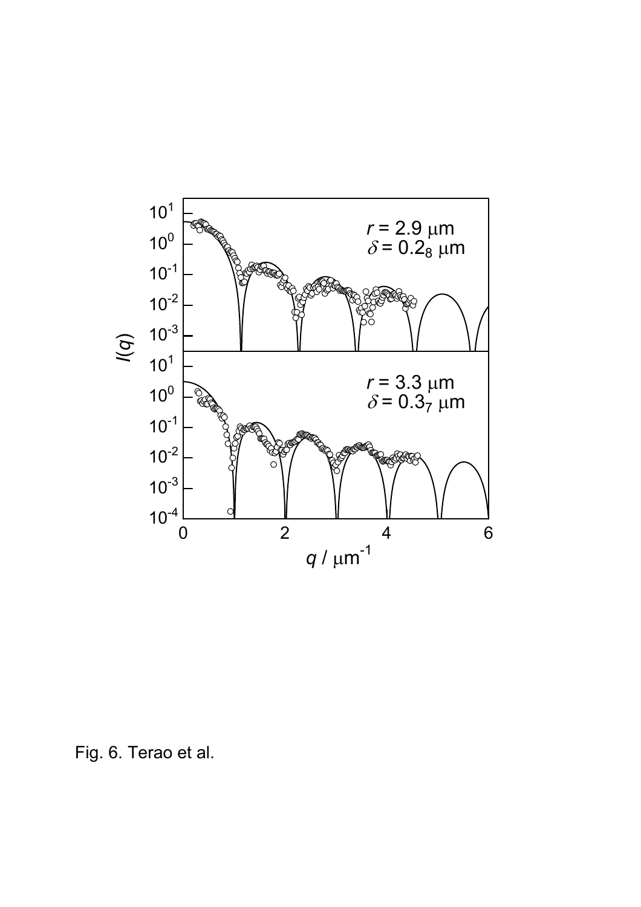$I(q)$

$r$ = 2.9 μm
$\delta$ = $0.2_8$ μm

$r$ = 3.3 μm
$\delta$ = $0.3_7$ μm

$10^1$
$10^0$
$10^{-1}$
$10^{-2}$
$10^{-3}$
$10^1$
$10^0$
$10^{-1}$
$10^{-2}$
$10^{-3}$
$10^{-4}$

0 2 4 6

$q$ / μm$^{-1}$

Fig. 6. Terao et al.